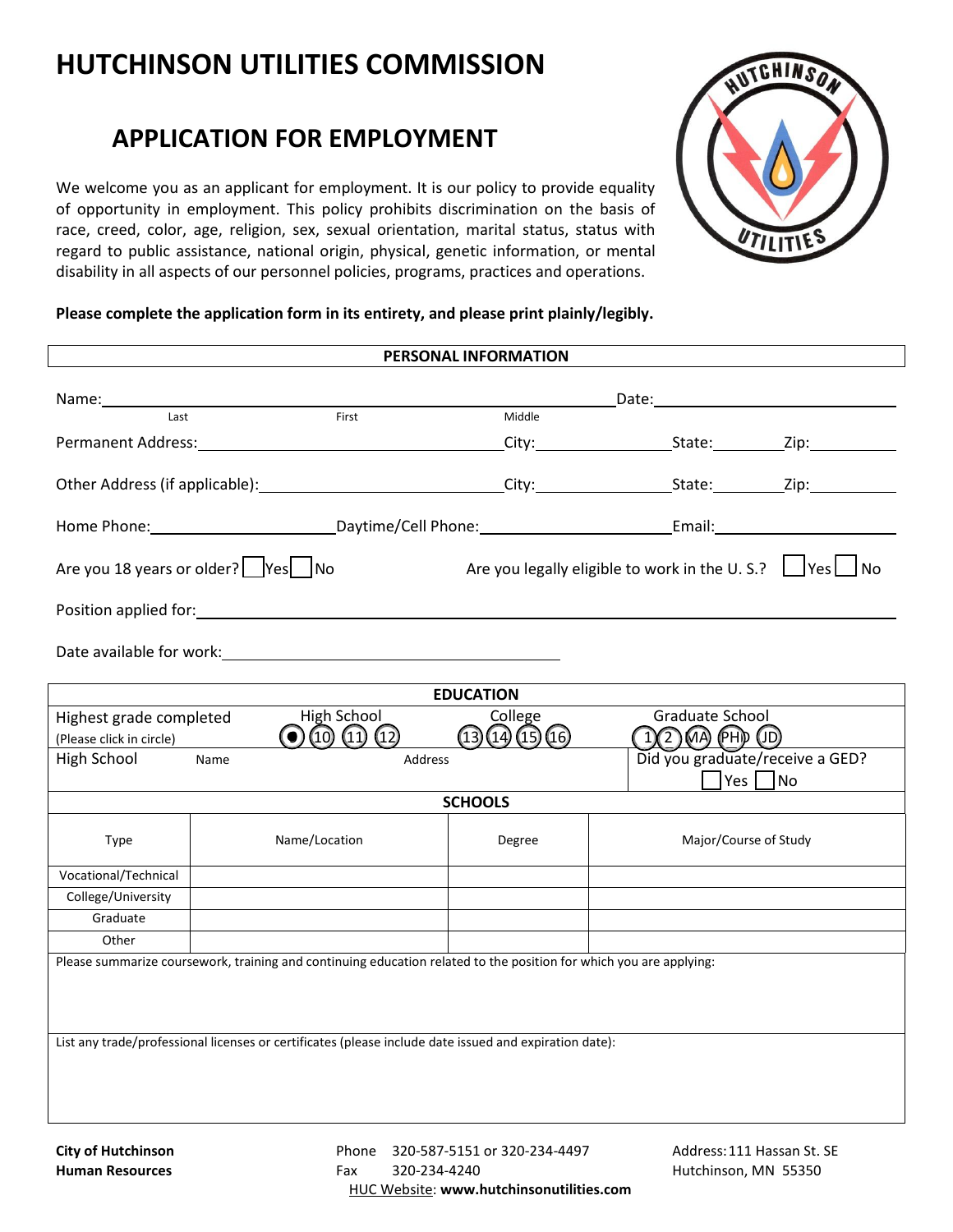# HUTCHINSON UTILITIES COMMISSION

## APPLICATION FOR EMPLOYMENT

We welcome you as an applicant for employment. It is our policy to provide equality of opportunity in employment. This policy prohibits discrimination on the basis of race, creed, color, age, religion, sex, sexual orientation, marital status, status with regard to public assistance, national origin, physical, genetic information, or mental disability in all aspects of our personnel policies, programs, practices and operations.

**Please complete the application form in its entirety, and please print plainly/legibly.**

### PERSONAL INFORMATION

Name: ______________________________ Date: ______________
Last First Middle

Permanent Address: ______________________ City: __________ State: ______ Zip: ________

Other Address (if applicable): ______________________ City: __________ State: ______ Zip: ________

Home Phone: ______________ Daytime/Cell Phone: ______________ Email: ______________

Are you 18 years or older? ☐ Yes ☐ No        Are you legally eligible to work in the U. S.? ☐ Yes ☐ No

Position applied for: ______________________________________________

Date available for work: ______________________________

### EDUCATION

| Highest grade completed (Please click in circle) | High School: ● (10) (11) (12) | College: (13) (14) (15) (16) | Graduate School: (1) (2) (MA) (PHD) (JD) |
|---|---|---|---|
| High School | Name | Address | Did you graduate/receive a GED? ☐ Yes ☐ No |

### SCHOOLS

| Type | Name/Location | Degree | Major/Course of Study |
|---|---|---|---|
| Vocational/Technical | | | |
| College/University | | | |
| Graduate | | | |
| Other | | | |

Please summarize coursework, training and continuing education related to the position for which you are applying:

List any trade/professional licenses or certificates (please include date issued and expiration date):

**City of Hutchinson**
**Human Resources**

Phone 320-587-5151 or 320-234-4497
Fax 320-234-4240

Address: 111 Hassan St. SE
Hutchinson, MN 55350

HUC Website: **www.hutchinsonutilities.com**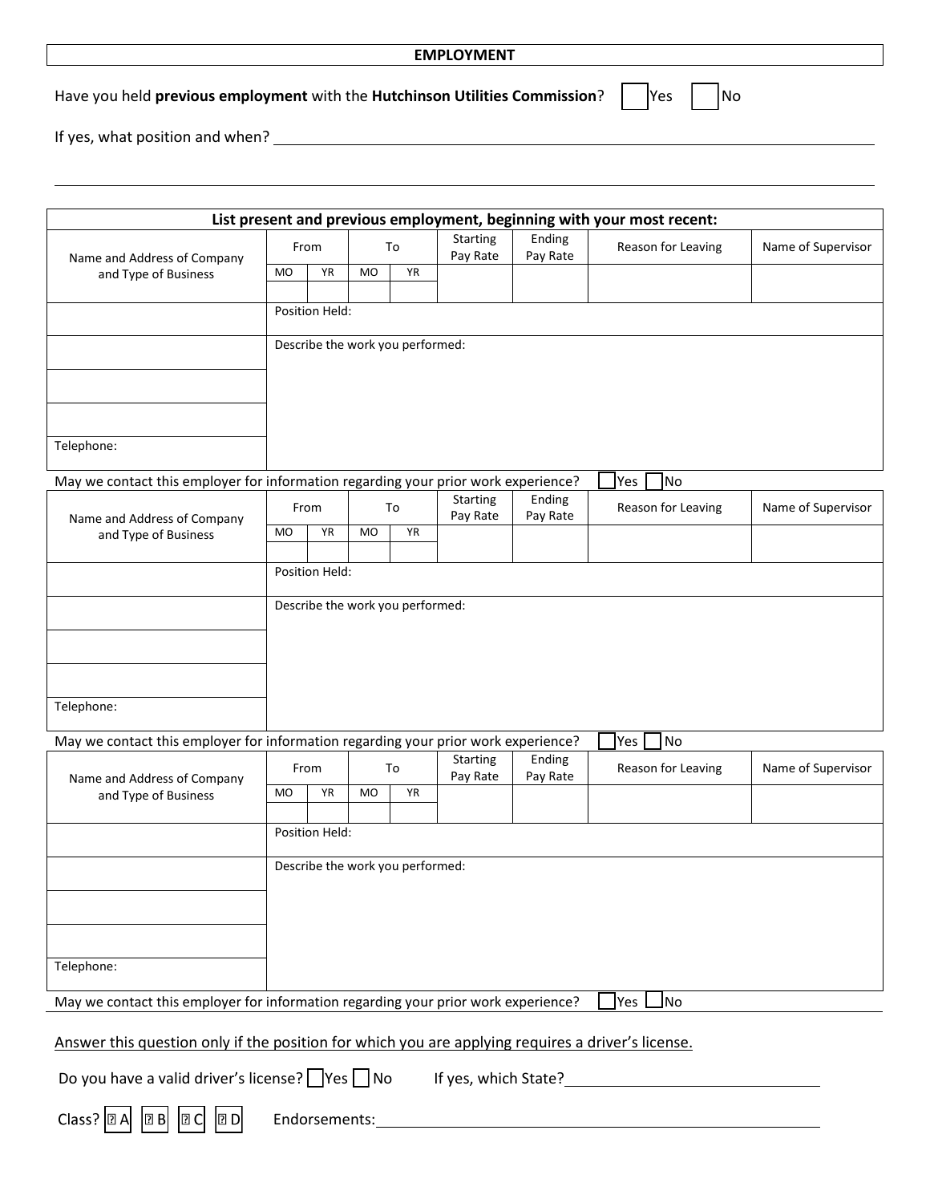## EMPLOYMENT

Have you held **previous employment** with the **Hutchinson Utilities Commission**? ☐ Yes ☐ No

If yes, what position and when? ______________________________________________

______________________________________________

**List present and previous employment, beginning with your most recent:**

| Name and Address of Company and Type of Business | From | | To | | Starting Pay Rate | Ending Pay Rate | Reason for Leaving | Name of Supervisor |
|---|---|---|---|---|---|---|---|---|
| | MO | YR | MO | YR | | | | |
| | | | | | | | | |
| | Position Held: | | | | | | | |
| | Describe the work you performed: | | | | | | | |
| | | | | | | | | |
| | | | | | | | | |
| Telephone: | | | | | | | | |

May we contact this employer for information regarding your prior work experience? ☐ Yes ☐ No

| Name and Address of Company and Type of Business | From | | To | | Starting Pay Rate | Ending Pay Rate | Reason for Leaving | Name of Supervisor |
|---|---|---|---|---|---|---|---|---|
| | MO | YR | MO | YR | | | | |
| | | | | | | | | |
| | Position Held: | | | | | | | |
| | Describe the work you performed: | | | | | | | |
| | | | | | | | | |
| | | | | | | | | |
| Telephone: | | | | | | | | |

May we contact this employer for information regarding your prior work experience? ☐ Yes ☐ No

| Name and Address of Company and Type of Business | From | | To | | Starting Pay Rate | Ending Pay Rate | Reason for Leaving | Name of Supervisor |
|---|---|---|---|---|---|---|---|---|
| | MO | YR | MO | YR | | | | |
| | | | | | | | | |
| | Position Held: | | | | | | | |
| | Describe the work you performed: | | | | | | | |
| | | | | | | | | |
| | | | | | | | | |
| Telephone: | | | | | | | | |

May we contact this employer for information regarding your prior work experience? ☐ Yes ☐ No

Answer this question only if the position for which you are applying requires a driver's license.

Do you have a valid driver's license? ☐ Yes ☐ No  If yes, which State? ______________________

Class? ☐ A ☐ B ☐ C ☐ D  Endorsements: ______________________________________________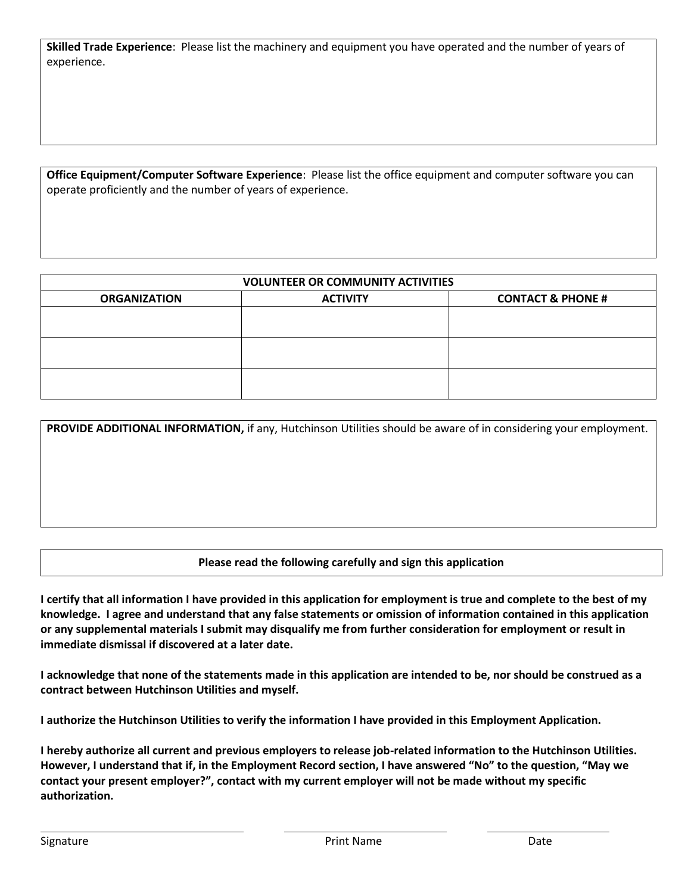**Skilled Trade Experience**: Please list the machinery and equipment you have operated and the number of years of experience.

**Office Equipment/Computer Software Experience**: Please list the office equipment and computer software you can operate proficiently and the number of years of experience.

| VOLUNTEER OR COMMUNITY ACTIVITIES | | |
|---|---|---|
| **ORGANIZATION** | **ACTIVITY** | **CONTACT & PHONE #** |
| | | |
| | | |
| | | |

**PROVIDE ADDITIONAL INFORMATION,** if any, Hutchinson Utilities should be aware of in considering your employment.

**Please read the following carefully and sign this application**

**I certify that all information I have provided in this application for employment is true and complete to the best of my knowledge. I agree and understand that any false statements or omission of information contained in this application or any supplemental materials I submit may disqualify me from further consideration for employment or result in immediate dismissal if discovered at a later date.**

**I acknowledge that none of the statements made in this application are intended to be, nor should be construed as a contract between Hutchinson Utilities and myself.**

**I authorize the Hutchinson Utilities to verify the information I have provided in this Employment Application.**

**I hereby authorize all current and previous employers to release job-related information to the Hutchinson Utilities. However, I understand that if, in the Employment Record section, I have answered "No" to the question, "May we contact your present employer?", contact with my current employer will not be made without my specific authorization.**

Signature ______________________ Print Name ______________________ Date ______________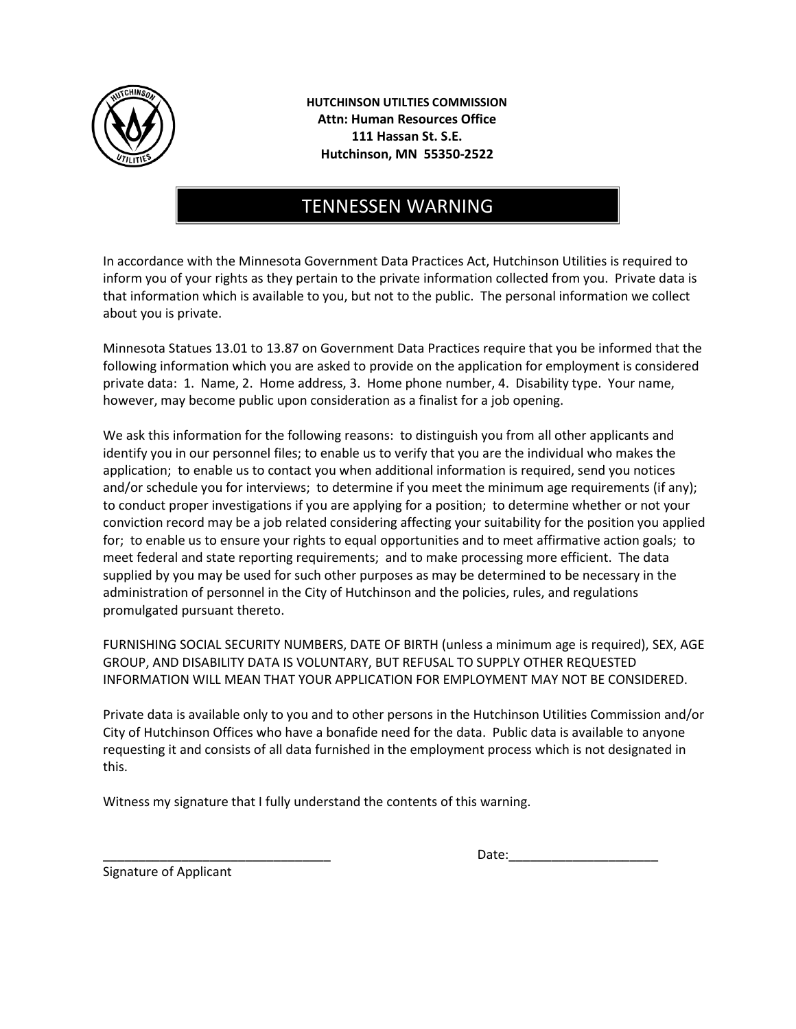**HUTCHINSON UTILTIES COMMISSION**
**Attn: Human Resources Office**
**111 Hassan St. S.E.**
**Hutchinson, MN 55350-2522**

# TENNESSEN WARNING

In accordance with the Minnesota Government Data Practices Act, Hutchinson Utilities is required to inform you of your rights as they pertain to the private information collected from you. Private data is that information which is available to you, but not to the public. The personal information we collect about you is private.

Minnesota Statues 13.01 to 13.87 on Government Data Practices require that you be informed that the following information which you are asked to provide on the application for employment is considered private data: 1. Name, 2. Home address, 3. Home phone number, 4. Disability type. Your name, however, may become public upon consideration as a finalist for a job opening.

We ask this information for the following reasons: to distinguish you from all other applicants and identify you in our personnel files; to enable us to verify that you are the individual who makes the application; to enable us to contact you when additional information is required, send you notices and/or schedule you for interviews; to determine if you meet the minimum age requirements (if any); to conduct proper investigations if you are applying for a position; to determine whether or not your conviction record may be a job related considering affecting your suitability for the position you applied for; to enable us to ensure your rights to equal opportunities and to meet affirmative action goals; to meet federal and state reporting requirements; and to make processing more efficient. The data supplied by you may be used for such other purposes as may be determined to be necessary in the administration of personnel in the City of Hutchinson and the policies, rules, and regulations promulgated pursuant thereto.

FURNISHING SOCIAL SECURITY NUMBERS, DATE OF BIRTH (unless a minimum age is required), SEX, AGE GROUP, AND DISABILITY DATA IS VOLUNTARY, BUT REFUSAL TO SUPPLY OTHER REQUESTED INFORMATION WILL MEAN THAT YOUR APPLICATION FOR EMPLOYMENT MAY NOT BE CONSIDERED.

Private data is available only to you and to other persons in the Hutchinson Utilities Commission and/or City of Hutchinson Offices who have a bonafide need for the data. Public data is available to anyone requesting it and consists of all data furnished in the employment process which is not designated in this.

Witness my signature that I fully understand the contents of this warning.

________________________________ Date:_____________________

Signature of Applicant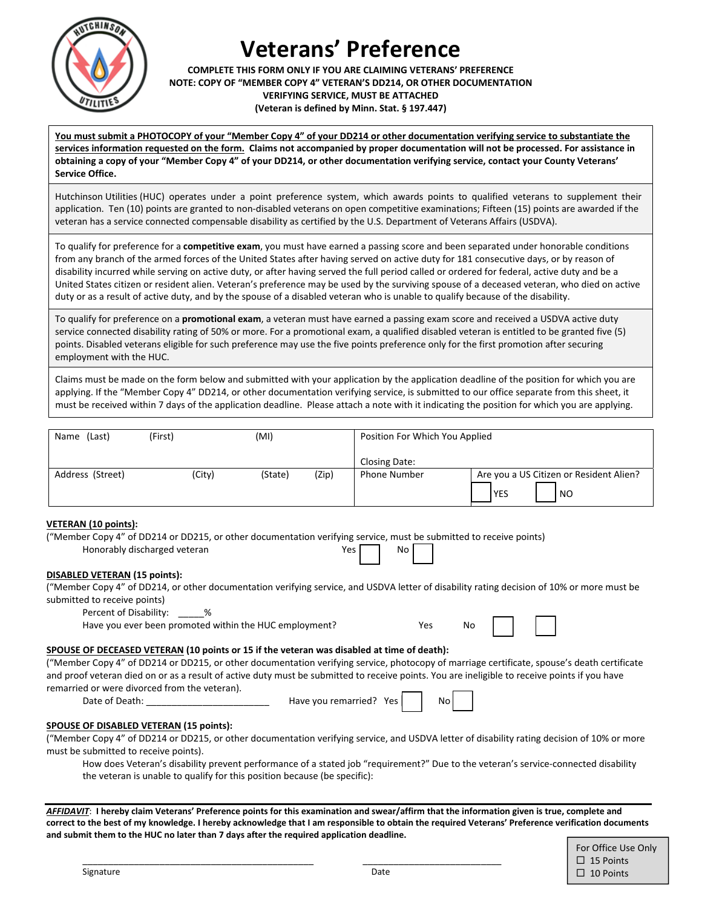# Veterans' Preference

**COMPLETE THIS FORM ONLY IF YOU ARE CLAIMING VETERANS' PREFERENCE**
**NOTE: COPY OF "MEMBER COPY 4" VETERAN'S DD214, OR OTHER DOCUMENTATION VERIFYING SERVICE, MUST BE ATTACHED**
**(Veteran is defined by Minn. Stat. § 197.447)**

**You must submit a PHOTOCOPY of your "Member Copy 4" of your DD214 or other documentation verifying service to substantiate the services information requested on the form. Claims not accompanied by proper documentation will not be processed. For assistance in obtaining a copy of your "Member Copy 4" of your DD214, or other documentation verifying service, contact your County Veterans' Service Office.**

Hutchinson Utilities (HUC) operates under a point preference system, which awards points to qualified veterans to supplement their application. Ten (10) points are granted to non-disabled veterans on open competitive examinations; Fifteen (15) points are awarded if the veteran has a service connected compensable disability as certified by the U.S. Department of Veterans Affairs (USDVA).

To qualify for preference for a **competitive exam**, you must have earned a passing score and been separated under honorable conditions from any branch of the armed forces of the United States after having served on active duty for 181 consecutive days, or by reason of disability incurred while serving on active duty, or after having served the full period called or ordered for federal, active duty and be a United States citizen or resident alien. Veteran's preference may be used by the surviving spouse of a deceased veteran, who died on active duty or as a result of active duty, and by the spouse of a disabled veteran who is unable to qualify because of the disability.

To qualify for preference on a **promotional exam**, a veteran must have earned a passing exam score and received a USDVA active duty service connected disability rating of 50% or more. For a promotional exam, a qualified disabled veteran is entitled to be granted five (5) points. Disabled veterans eligible for such preference may use the five points preference only for the first promotion after securing employment with the HUC.

Claims must be made on the form below and submitted with your application by the application deadline of the position for which you are applying. If the "Member Copy 4" DD214, or other documentation verifying service, is submitted to our office separate from this sheet, it must be received within 7 days of the application deadline. Please attach a note with it indicating the position for which you are applying.

| Name (Last) (First) (MI) | Position For Which You Applied<br><br>Closing Date: | |
|---|---|---|
| Address (Street) (City) (State) (Zip) | Phone Number | Are you a US Citizen or Resident Alien?<br>☐ YES ☐ NO |

**VETERAN (10 points):**
("Member Copy 4" of DD214 or DD215, or other documentation verifying service, must be submitted to receive points)

Honorably discharged veteran Yes ☐ No ☐

**DISABLED VETERAN (15 points):**
("Member Copy 4" of DD214, or other documentation verifying service, and USDVA letter of disability rating decision of 10% or more must be submitted to receive points)

Percent of Disability: _____%

Have you ever been promoted within the HUC employment? Yes ☐ No ☐

**SPOUSE OF DECEASED VETERAN (10 points or 15 if the veteran was disabled at time of death):**
("Member Copy 4" of DD214 or DD215, or other documentation verifying service, photocopy of marriage certificate, spouse's death certificate and proof veteran died on or as a result of active duty must be submitted to receive points. You are ineligible to receive points if you have remarried or were divorced from the veteran).

Date of Death: ________________________ Have you remarried? Yes ☐ No ☐

**SPOUSE OF DISABLED VETERAN (15 points):**
("Member Copy 4" of DD214 or DD215, or other documentation verifying service, and USDVA letter of disability rating decision of 10% or more must be submitted to receive points).

How does Veteran's disability prevent performance of a stated job "requirement?" Due to the veteran's service-connected disability the veteran is unable to qualify for this position because (be specific):

***AFFIDAVIT*: I hereby claim Veterans' Preference points for this examination and swear/affirm that the information given is true, complete and correct to the best of my knowledge. I hereby acknowledge that I am responsible to obtain the required Veterans' Preference verification documents and submit them to the HUC no later than 7 days after the required application deadline.**

_______________________________________ _____________________________
Signature Date

For Office Use Only
☐ 15 Points
☐ 10 Points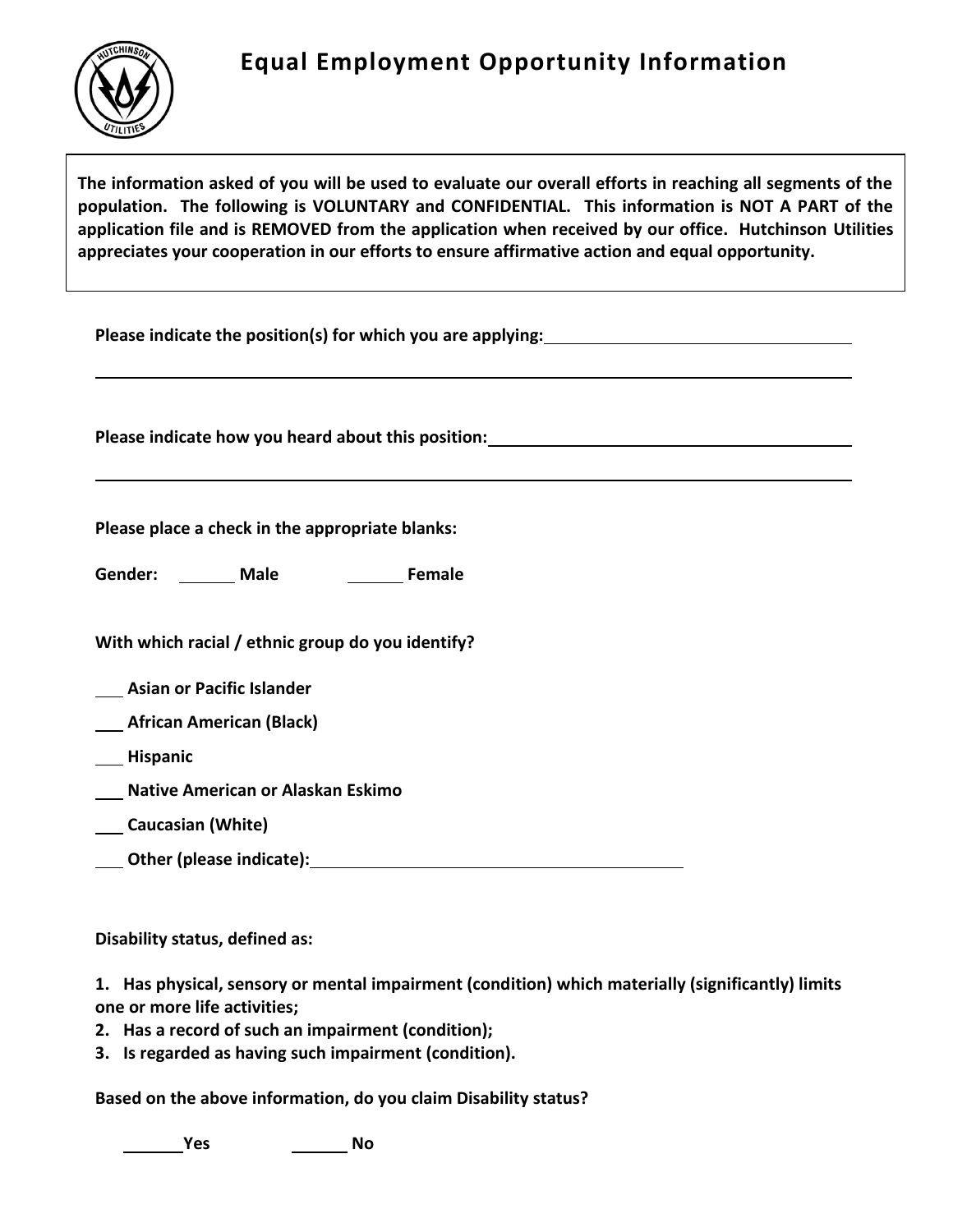# Equal Employment Opportunity Information

**The information asked of you will be used to evaluate our overall efforts in reaching all segments of the population. The following is VOLUNTARY and CONFIDENTIAL. This information is NOT A PART of the application file and is REMOVED from the application when received by our office. Hutchinson Utilities appreciates your cooperation in our efforts to ensure affirmative action and equal opportunity.**

**Please indicate the position(s) for which you are applying:** ______________________________

______________________________________________________________________

**Please indicate how you heard about this position:** ______________________________

______________________________________________________________________

**Please place a check in the appropriate blanks:**

**Gender:** ______ **Male** ______ **Female**

**With which racial / ethnic group do you identify?**

___ **Asian or Pacific Islander**

___ **African American (Black)**

___ **Hispanic**

___ **Native American or Alaskan Eskimo**

___ **Caucasian (White)**

___ **Other (please indicate):** ______________________________

**Disability status, defined as:**

1. **Has physical, sensory or mental impairment (condition) which materially (significantly) limits one or more life activities;**
2. **Has a record of such an impairment (condition);**
3. **Is regarded as having such impairment (condition).**

**Based on the above information, do you claim Disability status?**

______ **Yes** ______ **No**